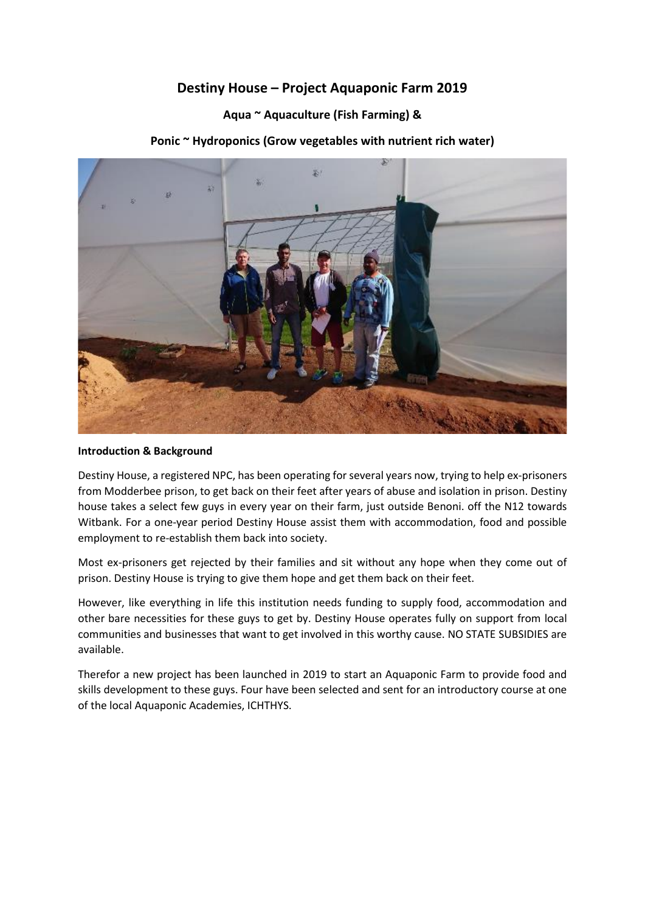# Destiny House – Project Aquaponic Farm 2019

**Aqua ~ Aquaculture (Fish Farming) &**

**Ponic ~ Hydroponics (Grow vegetables with nutrient rich water)**

**Introduction & Background**

Destiny House, a registered NPC, has been operating for several years now, trying to help ex-prisoners from Modderbee prison, to get back on their feet after years of abuse and isolation in prison. Destiny house takes a select few guys in every year on their farm, just outside Benoni. off the N12 towards Witbank. For a one-year period Destiny House assist them with accommodation, food and possible employment to re-establish them back into society.

Most ex-prisoners get rejected by their families and sit without any hope when they come out of prison. Destiny House is trying to give them hope and get them back on their feet.

However, like everything in life this institution needs funding to supply food, accommodation and other bare necessities for these guys to get by. Destiny House operates fully on support from local communities and businesses that want to get involved in this worthy cause. NO STATE SUBSIDIES are available.

Therefor a new project has been launched in 2019 to start an Aquaponic Farm to provide food and skills development to these guys. Four have been selected and sent for an introductory course at one of the local Aquaponic Academies, ICHTHYS.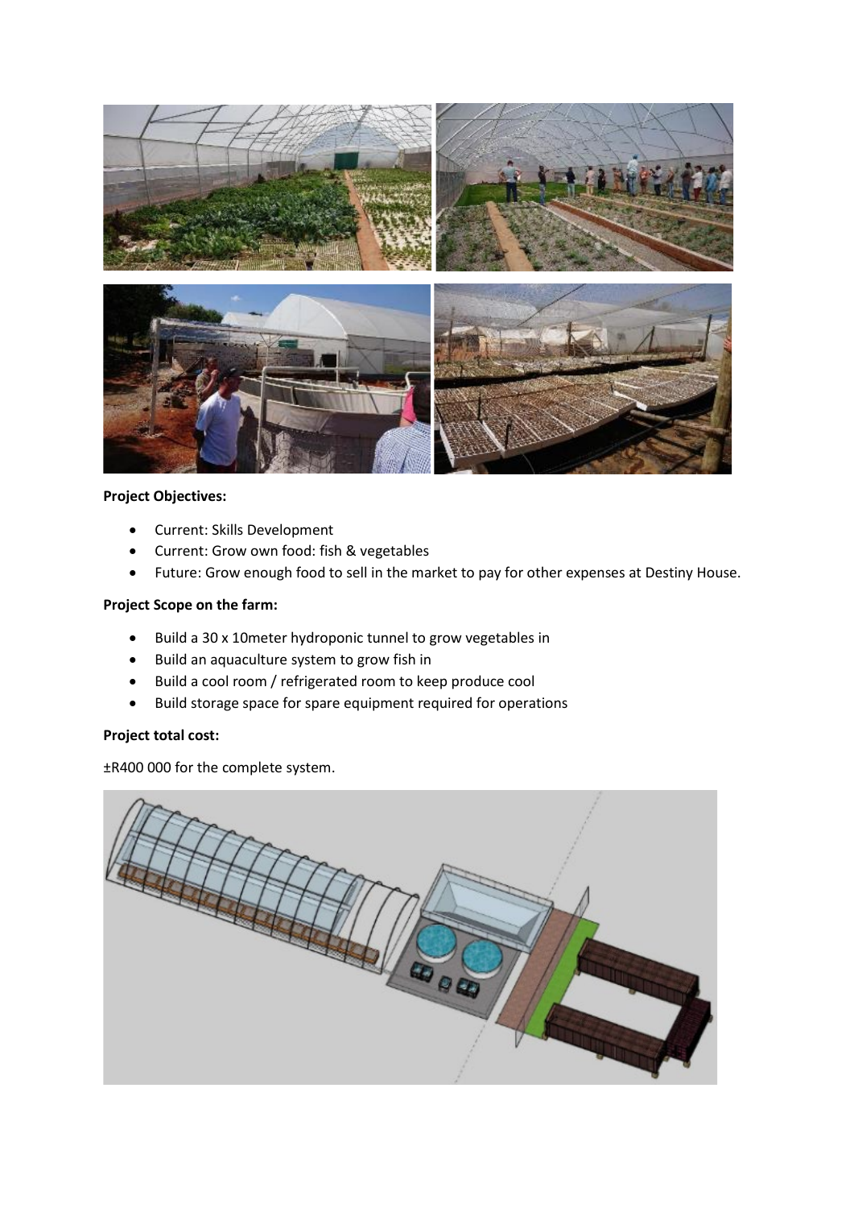**Project Objectives:**

- Current: Skills Development
- Current: Grow own food: fish & vegetables
- Future: Grow enough food to sell in the market to pay for other expenses at Destiny House.

**Project Scope on the farm:**

- Build a 30 x 10meter hydroponic tunnel to grow vegetables in
- Build an aquaculture system to grow fish in
- Build a cool room / refrigerated room to keep produce cool
- Build storage space for spare equipment required for operations

**Project total cost:**

±R400 000 for the complete system.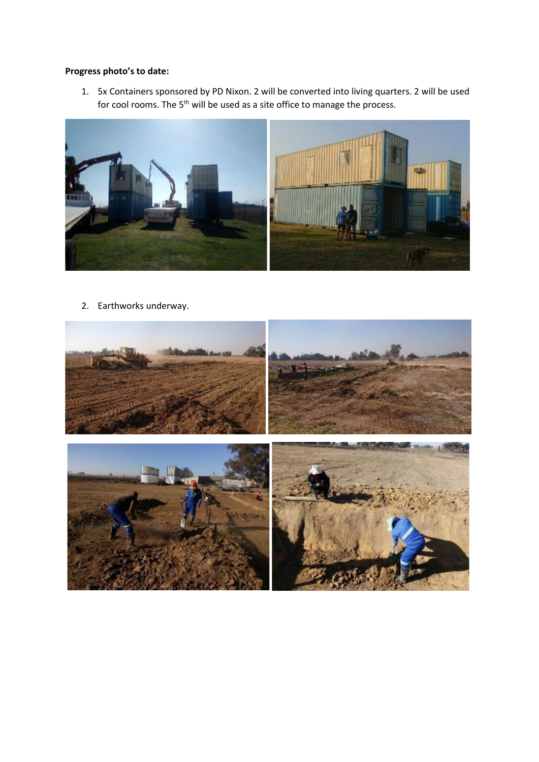**Progress photo's to date:**

1. 5x Containers sponsored by PD Nixon. 2 will be converted into living quarters. 2 will be used for cool rooms. The 5th will be used as a site office to manage the process.

2. Earthworks underway.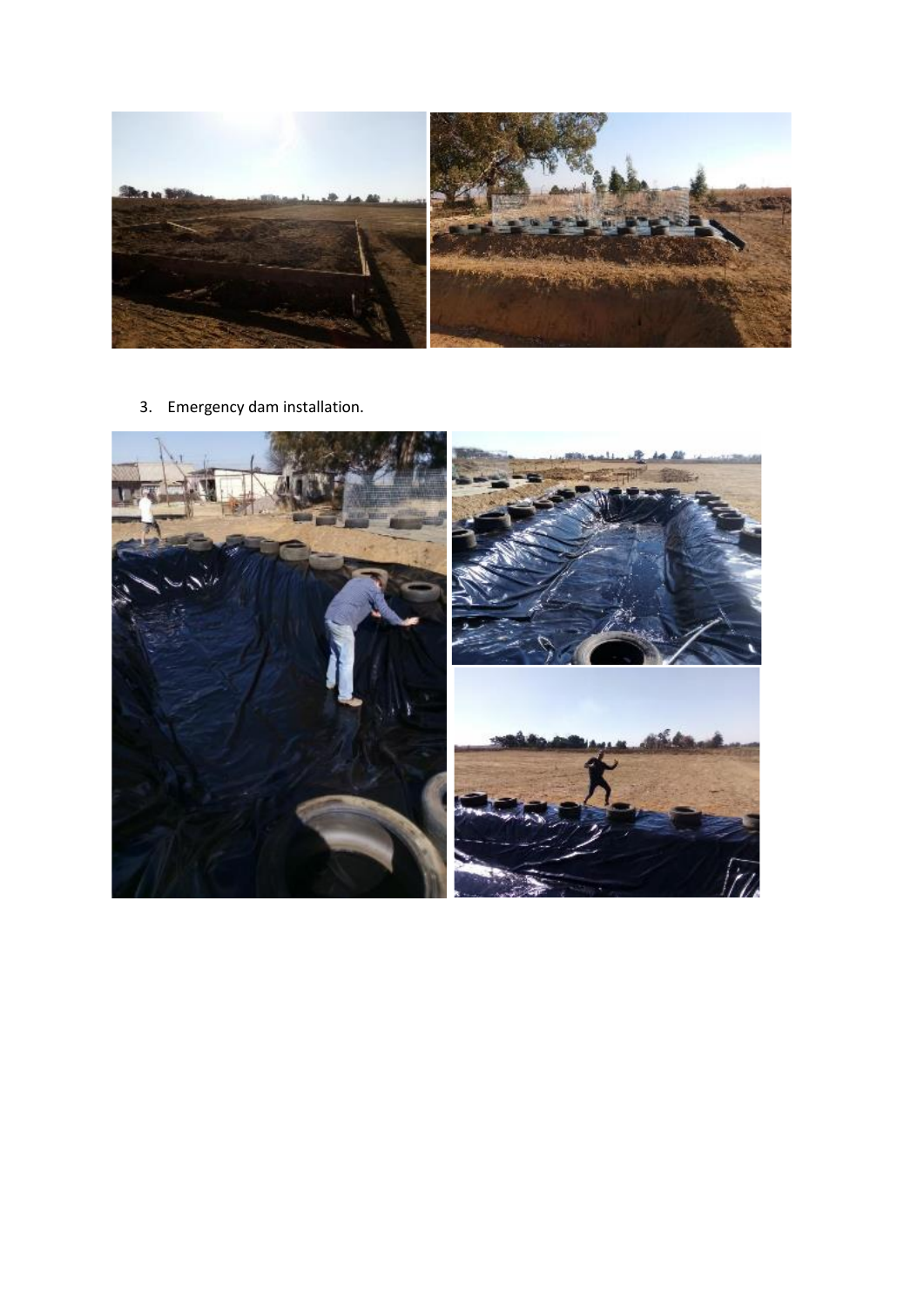3. Emergency dam installation.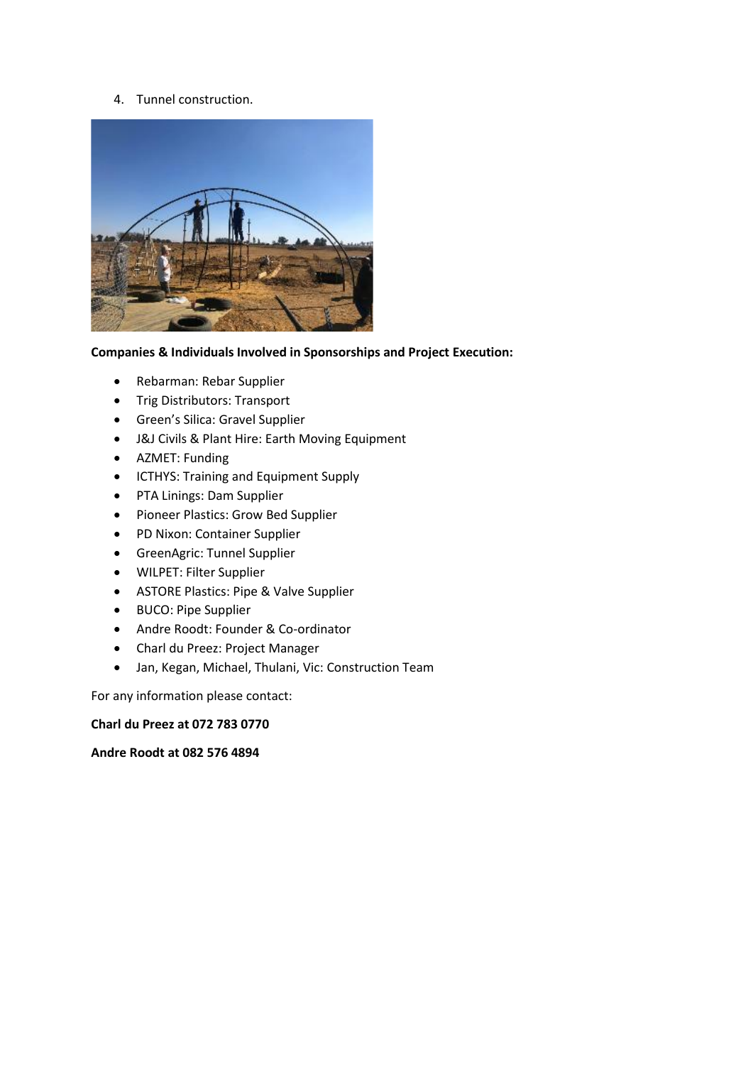4. Tunnel construction.

**Companies & Individuals Involved in Sponsorships and Project Execution:**

- Rebarman: Rebar Supplier
- Trig Distributors: Transport
- Green's Silica: Gravel Supplier
- J&J Civils & Plant Hire: Earth Moving Equipment
- AZMET: Funding
- ICTHYS: Training and Equipment Supply
- PTA Linings: Dam Supplier
- Pioneer Plastics: Grow Bed Supplier
- PD Nixon: Container Supplier
- GreenAgric: Tunnel Supplier
- WILPET: Filter Supplier
- ASTORE Plastics: Pipe & Valve Supplier
- BUCO: Pipe Supplier
- Andre Roodt: Founder & Co-ordinator
- Charl du Preez: Project Manager
- Jan, Kegan, Michael, Thulani, Vic: Construction Team

For any information please contact:

**Charl du Preez at 072 783 0770**

**Andre Roodt at 082 576 4894**